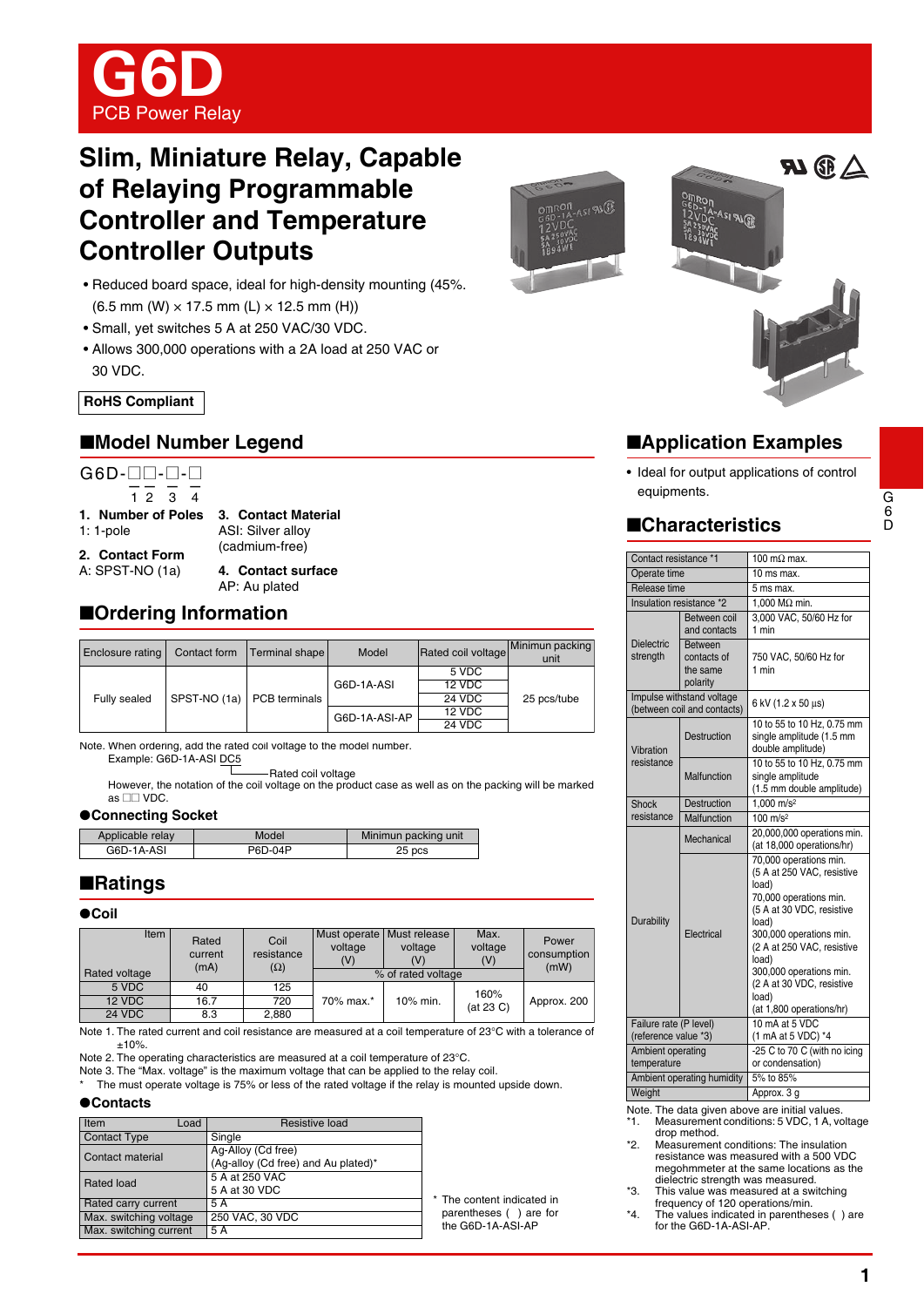# G6D

PCB Power Relay

## Slim, Miniature Relay, Capable of Relaying Programmable Controller and Temperature Controller Outputs

- Reduced board space, ideal for high-density mounting (45%. (6.5 mm (W) × 17.5 mm (L) × 12.5 mm (H))
- Small, yet switches 5 A at 250 VAC/30 VDC.
- Allows 300,000 operations with a 2A load at 250 VAC or 30 VDC.

**RoHS Compliant**

## ■Model Number Legend

G6D-□□-□-□

1 2 3 4

**1. Number of Poles**
1: 1-pole

**2. Contact Form**
A: SPST-NO (1a)

**3. Contact Material**
ASI: Silver alloy (cadmium-free)

**4. Contact surface**
AP: Au plated

## ■Ordering Information

| Enclosure rating | Contact form | Terminal shape | Model | Rated coil voltage | Minimun packing unit |
|---|---|---|---|---|---|
| Fully sealed | SPST-NO (1a) | PCB terminals | G6D-1A-ASI | 5 VDC | 25 pcs/tube |
| | | | | 12 VDC | |
| | | | | 24 VDC | |
| | | | G6D-1A-ASI-AP | 12 VDC | |
| | | | | 24 VDC | |

Note. When ordering, add the rated coil voltage to the model number.
Example: G6D-1A-ASI DC5
(DC5: Rated coil voltage)
However, the notation of the coil voltage on the product case as well as on the packing will be marked as □□ VDC.

### ●Connecting Socket

| Applicable relay | Model | Minimun packing unit |
|---|---|---|
| G6D-1A-ASI | P6D-04P | 25 pcs |

## ■Ratings

### ●Coil

| Rated voltage \ Item | Rated current (mA) | Coil resistance (Ω) | Must operate voltage (V) | Must release voltage (V) | Max. voltage (V) | Power consumption (mW) |
|---|---|---|---|---|---|---|
| | | | % of rated voltage | | | |
| 5 VDC | 40 | 125 | 70% max.* | 10% min. | 160% (at 23 C) | Approx. 200 |
| 12 VDC | 16.7 | 720 | | | | |
| 24 VDC | 8.3 | 2,880 | | | | |

Note 1. The rated current and coil resistance are measured at a coil temperature of 23°C with a tolerance of ±10%.
Note 2. The operating characteristics are measured at a coil temperature of 23°C.
Note 3. The "Max. voltage" is the maximum voltage that can be applied to the relay coil.
\* The must operate voltage is 75% or less of the rated voltage if the relay is mounted upside down.

### ●Contacts

| Item \ Load | Resistive load |
|---|---|
| Contact Type | Single |
| Contact material | Ag-Alloy (Cd free) (Ag-alloy (Cd free) and Au plated)* |
| Rated load | 5 A at 250 VAC<br>5 A at 30 VDC |
| Rated carry current | 5 A |
| Max. switching voltage | 250 VAC, 30 VDC |
| Max. switching current | 5 A |

\* The content indicated in parentheses ( ) are for the G6D-1A-ASI-AP.

## ■Application Examples

- Ideal for output applications of control equipments.

## ■Characteristics

| Item | | Value |
|---|---|---|
| Contact resistance *1 | | 100 mΩ max. |
| Operate time | | 10 ms max. |
| Release time | | 5 ms max. |
| Insulation resistance *2 | | 1,000 MΩ min. |
| Dielectric strength | Between coil and contacts | 3,000 VAC, 50/60 Hz for 1 min |
| | Between contacts of the same polarity | 750 VAC, 50/60 Hz for 1 min |
| Impulse withstand voltage (between coil and contacts) | | 6 kV (1.2 x 50 µs) |
| Vibration resistance | Destruction | 10 to 55 to 10 Hz, 0.75 mm single amplitude (1.5 mm double amplitude) |
| | Malfunction | 10 to 55 to 10 Hz, 0.75 mm single amplitude (1.5 mm double amplitude) |
| Shock resistance | Destruction | 1,000 m/s² |
| | Malfunction | 100 m/s² |
| Durability | Mechanical | 20,000,000 operations min. (at 18,000 operations/hr) |
| | Electrical | 70,000 operations min. (5 A at 250 VAC, resistive load)<br>70,000 operations min. (5 A at 30 VDC, resistive load)<br>300,000 operations min. (2 A at 250 VAC, resistive load)<br>300,000 operations min. (2 A at 30 VDC, resistive load)<br>(at 1,800 operations/hr) |
| Failure rate (P level) (reference value *3) | | 10 mA at 5 VDC (1 mA at 5 VDC) *4 |
| Ambient operating temperature | | -25 C to 70 C (with no icing or condensation) |
| Ambient operating humidity | | 5% to 85% |
| Weight | | Approx. 3 g |

Note. The data given above are initial values.
*1. Measurement conditions: 5 VDC, 1 A, voltage drop method.
*2. Measurement conditions: The insulation resistance was measured with a 500 VDC megohmmeter at the same locations as the dielectric strength was measured.
*3. This value was measured at a switching frequency of 120 operations/min.
*4. The values indicated in parentheses ( ) are for the G6D-1A-ASI-AP.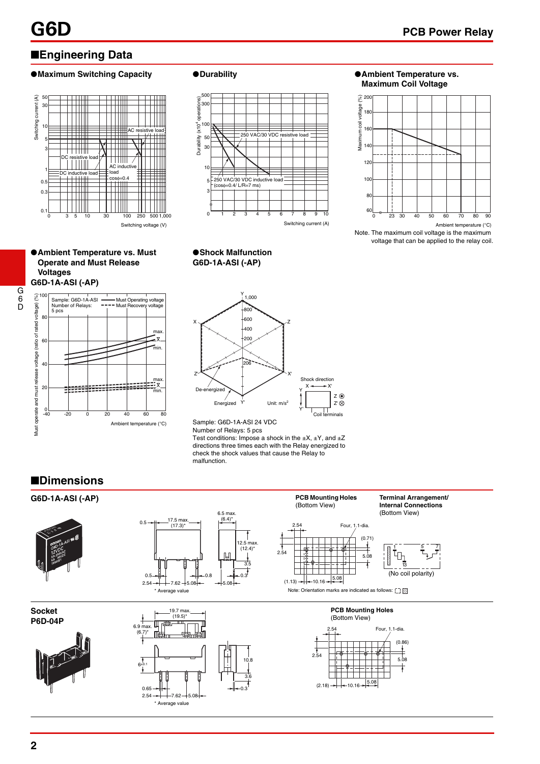## ■Engineering Data

### ●Maximum Switching Capacity

Switching current (A) vs. Switching voltage (V)

AC resistive load

DC resistive load

AC inductive load cosφ=0.4

DC inductive load

### ●Durability

Durability (x10[4] operations) vs. Switching current (A)

250 VAC/30 VDC resistive load

250 VAC/30 VDC inductive load (cosφ=0.4/ L/R=7 ms)

### ●Ambient Temperature vs. Maximum Coil Voltage

Maximum coil voltage (%) vs. Ambient temperature (°C)

Note. The maximum coil voltage is the maximum voltage that can be applied to the relay coil.

### ●Ambient Temperature vs. Must Operate and Must Release Voltages G6D-1A-ASI (-AP)

Must operate and must release voltage (ratio of rated voltage) (%) vs. Ambient temperature (°C)

Sample: G6D-1A-ASI
Number of Relays: 5 pcs

—— Must Operating voltage
- - - - Must Recovery voltage

max. / $\bar{X}$ / min.

### ●Shock Malfunction G6D-1A-ASI (-AP)

Unit: m/s[2]

Shock direction

De-energized

Energized

Coil terminals

Sample: G6D-1A-ASI 24 VDC
Number of Relays: 5 pcs
Test conditions: Impose a shock in the ±X, ±Y, and ±Z directions three times each with the Relay energized to check the shock values that cause the Relay to malfunction.

## ■Dimensions

### G6D-1A-ASI (-AP)

17.5 max. (17.3)*, 6.5 max. (6.4)*, 12.5 max. (12.4)*, 0.5, 3.5, 0.5, 0.8, 0.3, 2.54, 7.62, 5.08, 5.08

* Average value

**PCB Mounting Holes** (Bottom View)

Four, 1.1-dia.

2.54, 2.54, (0.71), 5.08, (1.13), 10.16, 5.08

Note: Orientation marks are indicated as follows:

**Terminal Arrangement/ Internal Connections** (Bottom View)

(No coil polarity)

### Socket P6D-04P

19.7 max. (19.5)*, 6.9 max. (6.7)*, $6^{\pm0.1}$, 10.8, 3.6, 0.3, 0.65, 2.54, 7.62, 5.08

* Average value

**PCB Mounting Holes** (Bottom View)

Four, 1.1-dia.

2.54, 2.54, (0.86), 5.08, (2.18), 10.16, 5.08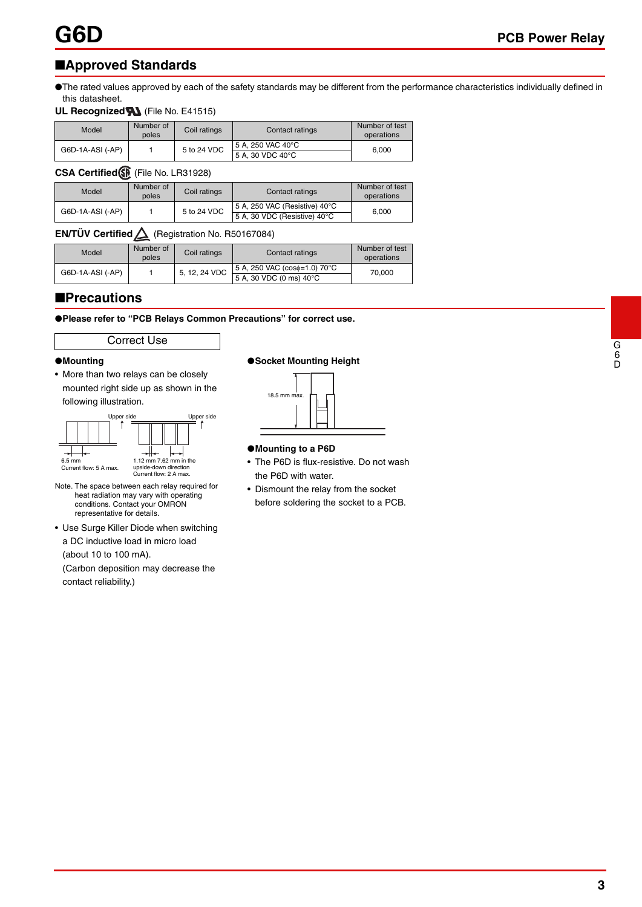## ■Approved Standards

●The rated values approved by each of the safety standards may be different from the performance characteristics individually defined in this datasheet.

**UL Recognized** (File No. E41515)

| Model | Number of poles | Coil ratings | Contact ratings | Number of test operations |
|---|---|---|---|---|
| G6D-1A-ASI (-AP) | 1 | 5 to 24 VDC | 5 A, 250 VAC 40°C<br>5 A, 30 VDC 40°C | 6,000 |

**CSA Certified** (File No. LR31928)

| Model | Number of poles | Coil ratings | Contact ratings | Number of test operations |
|---|---|---|---|---|
| G6D-1A-ASI (-AP) | 1 | 5 to 24 VDC | 5 A, 250 VAC (Resistive) 40°C<br>5 A, 30 VDC (Resistive) 40°C | 6,000 |

**EN/TÜV Certified** (Registration No. R50167084)

| Model | Number of poles | Coil ratings | Contact ratings | Number of test operations |
|---|---|---|---|---|
| G6D-1A-ASI (-AP) | 1 | 5, 12, 24 VDC | 5 A, 250 VAC (cosϕ=1.0) 70°C<br>5 A, 30 VDC (0 ms) 40°C | 70,000 |

## ■Precautions

**●Please refer to "PCB Relays Common Precautions" for correct use.**

### Correct Use

**●Mounting**

- More than two relays can be closely mounted right side up as shown in the following illustration.

Upper side | Upper side

6.5 mm
Current flow: 5 A max.

1.12 mm 7.62 mm in the upside-down direction
Current flow: 2 A max.

Note. The space between each relay required for heat radiation may vary with operating conditions. Contact your OMRON representative for details.

- Use Surge Killer Diode when switching a DC inductive load in micro load (about 10 to 100 mA).
  (Carbon deposition may decrease the contact reliability.)

**●Socket Mounting Height**

18.5 mm max.

**●Mounting to a P6D**

- The P6D is flux-resistive. Do not wash the P6D with water.
- Dismount the relay from the socket before soldering the socket to a PCB.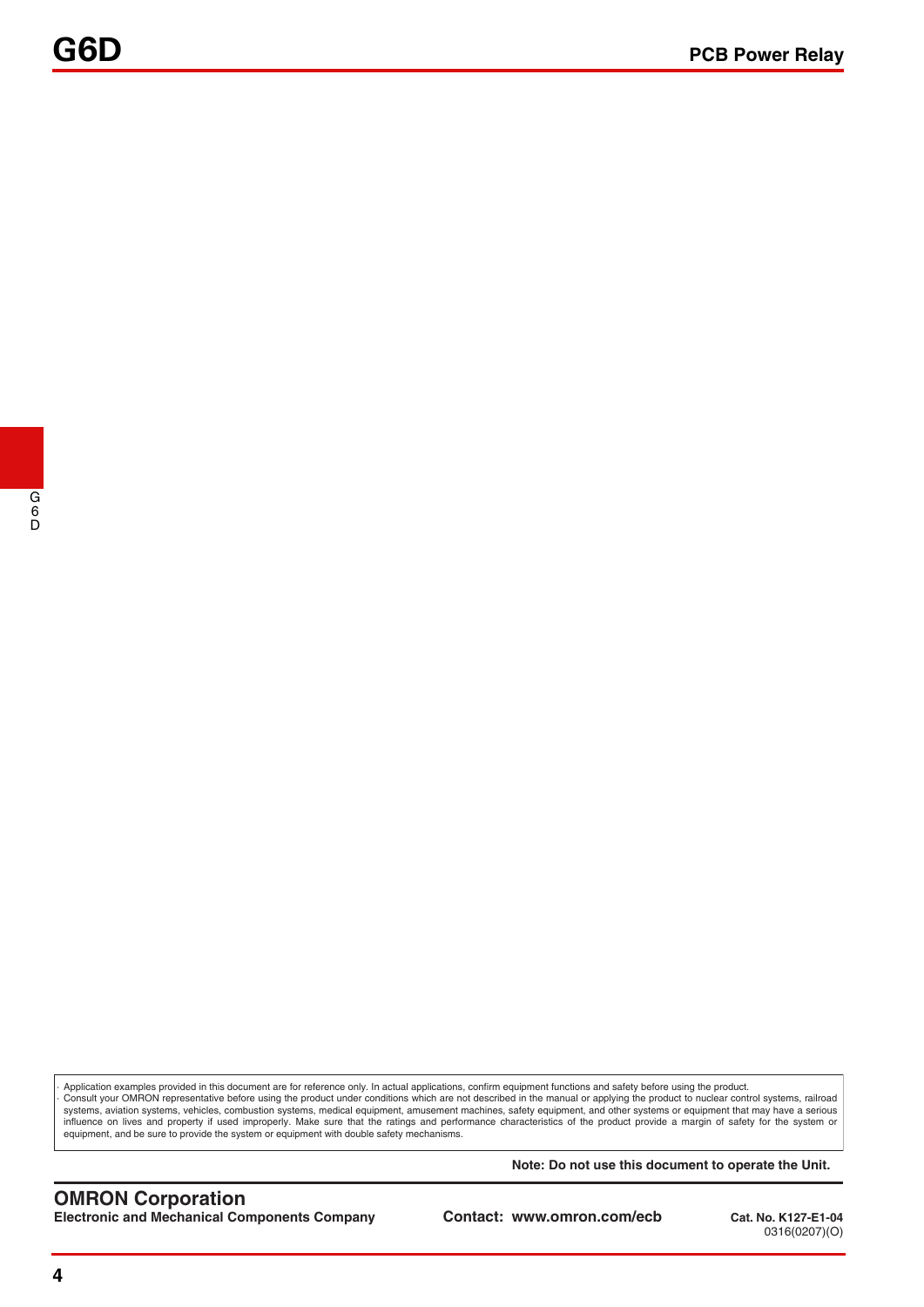· Application examples provided in this document are for reference only. In actual applications, confirm equipment functions and safety before using the product.
· Consult your OMRON representative before using the product under conditions which are not described in the manual or applying the product to nuclear control systems, railroad systems, aviation systems, vehicles, combustion systems, medical equipment, amusement machines, safety equipment, and other systems or equipment that may have a serious influence on lives and property if used improperly. Make sure that the ratings and performance characteristics of the product provide a margin of safety for the system or equipment, and be sure to provide the system or equipment with double safety mechanisms.

**Note: Do not use this document to operate the Unit.**

**OMRON Corporation**
**Electronic and Mechanical Components Company**

**Contact: www.omron.com/ecb**

**Cat. No. K127-E1-04**
0316(0207)(O)